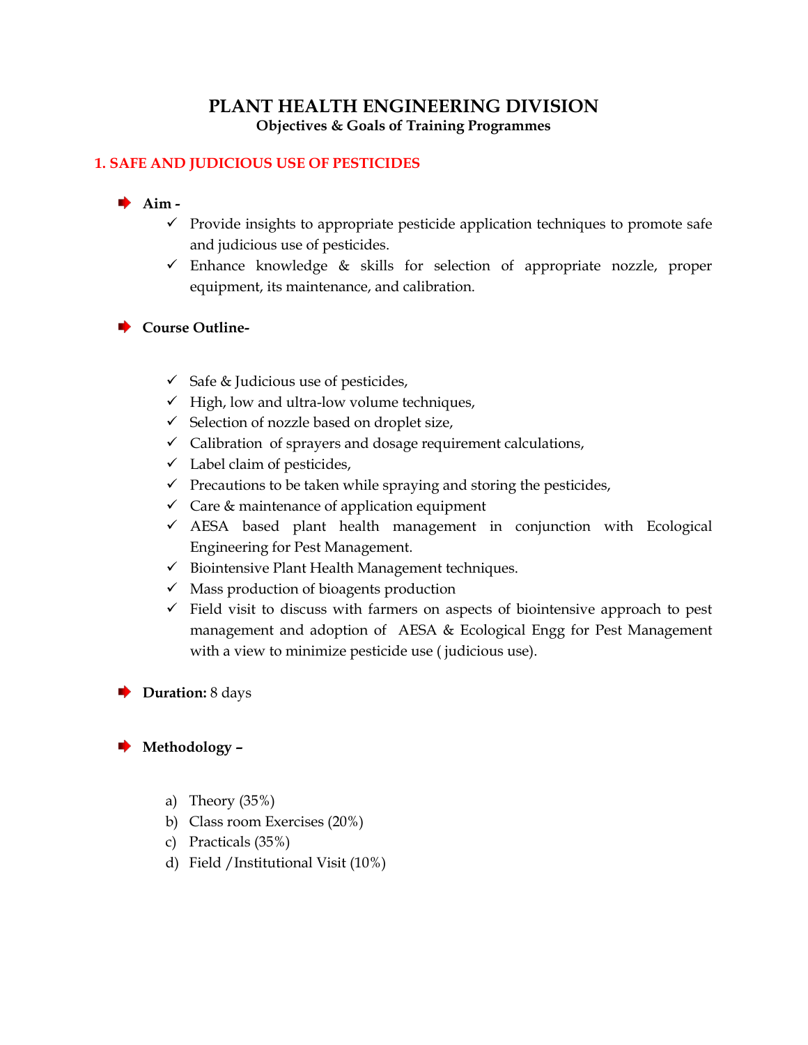# PLANT HEALTH ENGINEERING DIVISION

**Objectives & Goals of Training Programmes**

## 1. SAFE AND JUDICIOUS USE OF PESTICIDES

- **Aim -**
  - ✓ Provide insights to appropriate pesticide application techniques to promote safe and judicious use of pesticides.
  - ✓ Enhance knowledge & skills for selection of appropriate nozzle, proper equipment, its maintenance, and calibration.

- **Course Outline-**
  - ✓ Safe & Judicious use of pesticides,
  - ✓ High, low and ultra-low volume techniques,
  - ✓ Selection of nozzle based on droplet size,
  - ✓ Calibration of sprayers and dosage requirement calculations,
  - ✓ Label claim of pesticides,
  - ✓ Precautions to be taken while spraying and storing the pesticides,
  - ✓ Care & maintenance of application equipment
  - ✓ AESA based plant health management in conjunction with Ecological Engineering for Pest Management.
  - ✓ Biointensive Plant Health Management techniques.
  - ✓ Mass production of bioagents production
  - ✓ Field visit to discuss with farmers on aspects of biointensive approach to pest management and adoption of AESA & Ecological Engg for Pest Management with a view to minimize pesticide use ( judicious use).

- **Duration:** 8 days

- **Methodology –**

  a) Theory (35%)
  b) Class room Exercises (20%)
  c) Practicals (35%)
  d) Field /Institutional Visit (10%)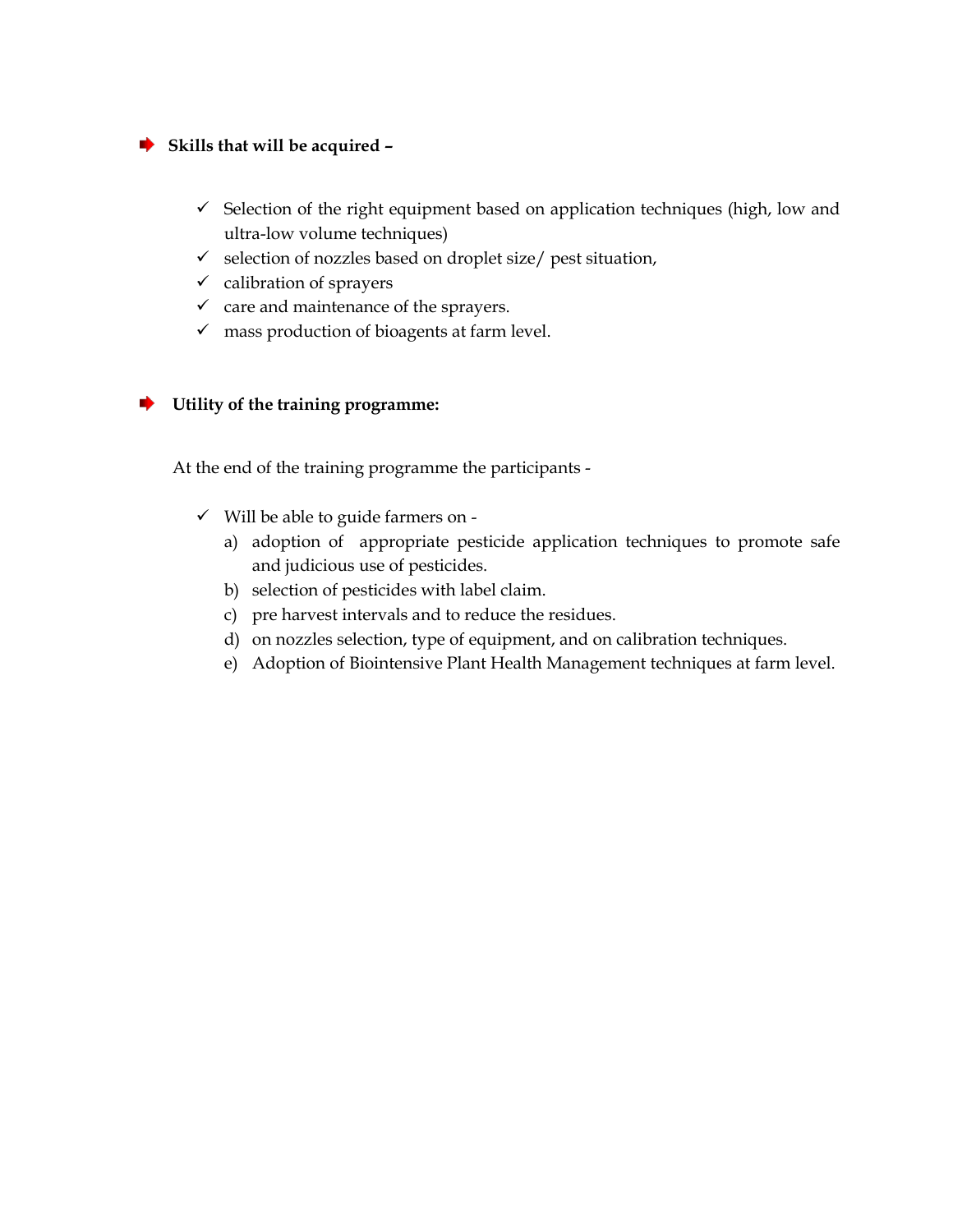**Skills that will be acquired –**

- Selection of the right equipment based on application techniques (high, low and ultra-low volume techniques)
- selection of nozzles based on droplet size/ pest situation,
- calibration of sprayers
- care and maintenance of the sprayers.
- mass production of bioagents at farm level.

**Utility of the training programme:**

At the end of the training programme the participants -

- Will be able to guide farmers on -
  a) adoption of appropriate pesticide application techniques to promote safe and judicious use of pesticides.
  b) selection of pesticides with label claim.
  c) pre harvest intervals and to reduce the residues.
  d) on nozzles selection, type of equipment, and on calibration techniques.
  e) Adoption of Biointensive Plant Health Management techniques at farm level.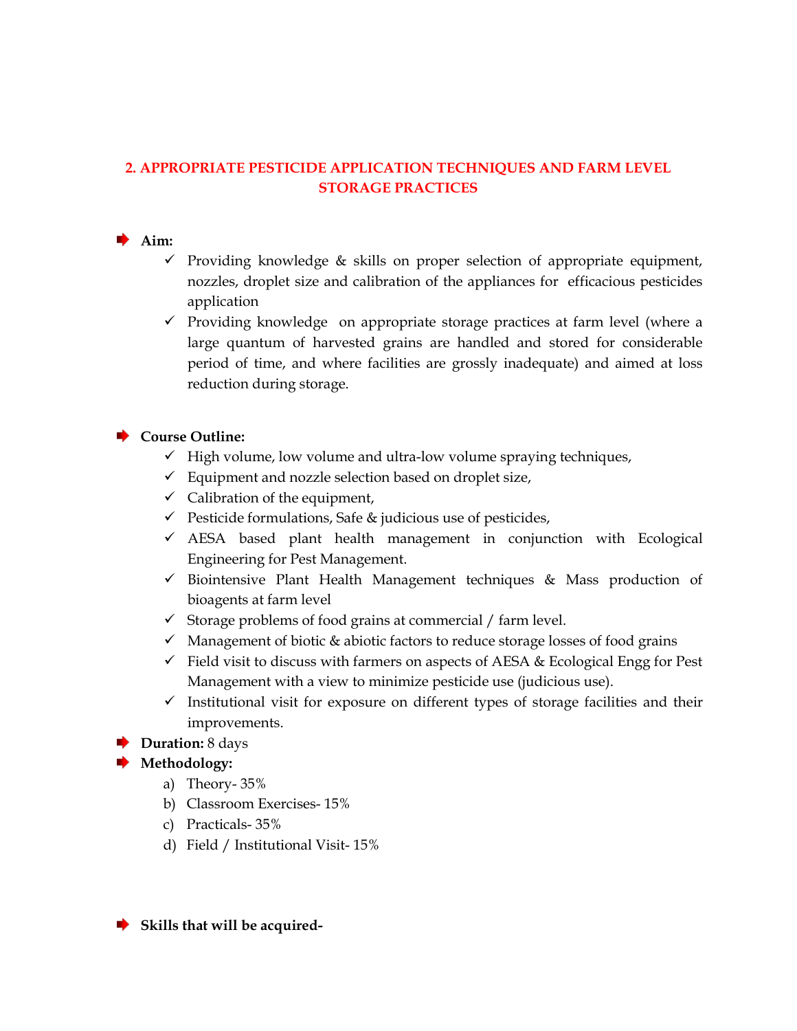## 2. APPROPRIATE PESTICIDE APPLICATION TECHNIQUES AND FARM LEVEL STORAGE PRACTICES

- **Aim:**
  - ✓ Providing knowledge & skills on proper selection of appropriate equipment, nozzles, droplet size and calibration of the appliances for efficacious pesticides application
  - ✓ Providing knowledge on appropriate storage practices at farm level (where a large quantum of harvested grains are handled and stored for considerable period of time, and where facilities are grossly inadequate) and aimed at loss reduction during storage.

- **Course Outline:**
  - ✓ High volume, low volume and ultra-low volume spraying techniques,
  - ✓ Equipment and nozzle selection based on droplet size,
  - ✓ Calibration of the equipment,
  - ✓ Pesticide formulations, Safe & judicious use of pesticides,
  - ✓ AESA based plant health management in conjunction with Ecological Engineering for Pest Management.
  - ✓ Biointensive Plant Health Management techniques & Mass production of bioagents at farm level
  - ✓ Storage problems of food grains at commercial / farm level.
  - ✓ Management of biotic & abiotic factors to reduce storage losses of food grains
  - ✓ Field visit to discuss with farmers on aspects of AESA & Ecological Engg for Pest Management with a view to minimize pesticide use (judicious use).
  - ✓ Institutional visit for exposure on different types of storage facilities and their improvements.
- **Duration:** 8 days
- **Methodology:**
  - a) Theory- 35%
  - b) Classroom Exercises- 15%
  - c) Practicals- 35%
  - d) Field / Institutional Visit- 15%

- **Skills that will be acquired-**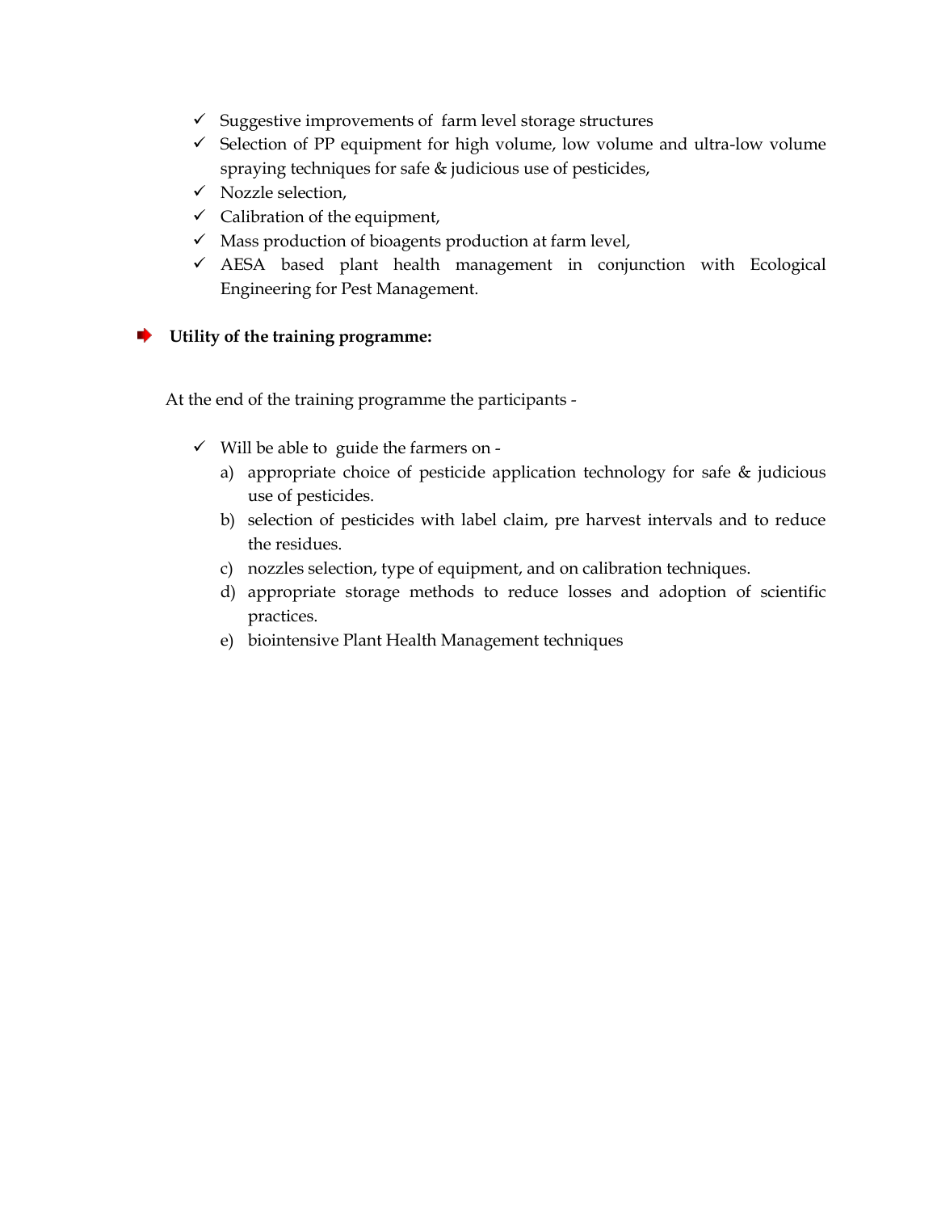- ✓ Suggestive improvements of farm level storage structures
- ✓ Selection of PP equipment for high volume, low volume and ultra-low volume spraying techniques for safe & judicious use of pesticides,
- ✓ Nozzle selection,
- ✓ Calibration of the equipment,
- ✓ Mass production of bioagents production at farm level,
- ✓ AESA based plant health management in conjunction with Ecological Engineering for Pest Management.

**Utility of the training programme:**

At the end of the training programme the participants -

- ✓ Will be able to guide the farmers on -
  - a) appropriate choice of pesticide application technology for safe & judicious use of pesticides.
  - b) selection of pesticides with label claim, pre harvest intervals and to reduce the residues.
  - c) nozzles selection, type of equipment, and on calibration techniques.
  - d) appropriate storage methods to reduce losses and adoption of scientific practices.
  - e) biointensive Plant Health Management techniques